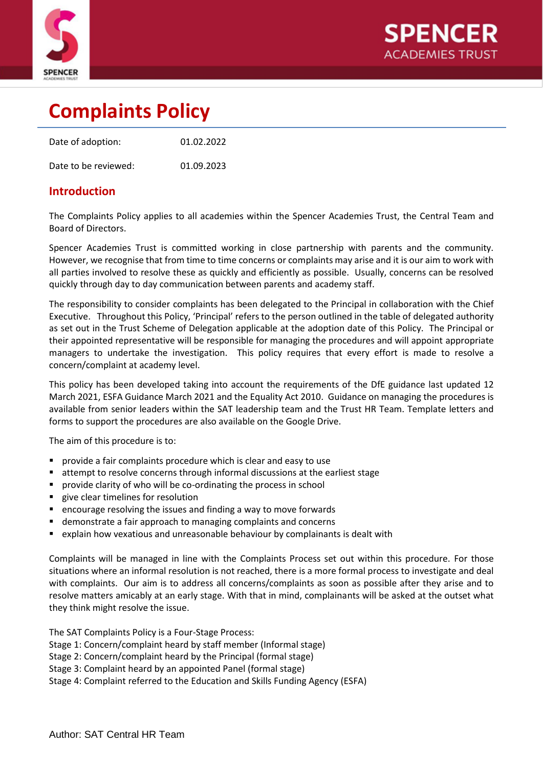# Complaints Policy

| Date of adoption: | 01.02.2022 |
|---|---|
| Date to be reviewed: | 01.09.2023 |

## Introduction

The Complaints Policy applies to all academies within the Spencer Academies Trust, the Central Team and Board of Directors.

Spencer Academies Trust is committed working in close partnership with parents and the community. However, we recognise that from time to time concerns or complaints may arise and it is our aim to work with all parties involved to resolve these as quickly and efficiently as possible. Usually, concerns can be resolved quickly through day to day communication between parents and academy staff.

The responsibility to consider complaints has been delegated to the Principal in collaboration with the Chief Executive. Throughout this Policy, 'Principal' refers to the person outlined in the table of delegated authority as set out in the Trust Scheme of Delegation applicable at the adoption date of this Policy. The Principal or their appointed representative will be responsible for managing the procedures and will appoint appropriate managers to undertake the investigation. This policy requires that every effort is made to resolve a concern/complaint at academy level.

This policy has been developed taking into account the requirements of the DfE guidance last updated 12 March 2021, ESFA Guidance March 2021 and the Equality Act 2010. Guidance on managing the procedures is available from senior leaders within the SAT leadership team and the Trust HR Team. Template letters and forms to support the procedures are also available on the Google Drive.

The aim of this procedure is to:

- provide a fair complaints procedure which is clear and easy to use
- attempt to resolve concerns through informal discussions at the earliest stage
- provide clarity of who will be co-ordinating the process in school
- give clear timelines for resolution
- encourage resolving the issues and finding a way to move forwards
- demonstrate a fair approach to managing complaints and concerns
- explain how vexatious and unreasonable behaviour by complainants is dealt with

Complaints will be managed in line with the Complaints Process set out within this procedure. For those situations where an informal resolution is not reached, there is a more formal process to investigate and deal with complaints. Our aim is to address all concerns/complaints as soon as possible after they arise and to resolve matters amicably at an early stage. With that in mind, complainants will be asked at the outset what they think might resolve the issue.

The SAT Complaints Policy is a Four-Stage Process:
Stage 1: Concern/complaint heard by staff member (Informal stage)
Stage 2: Concern/complaint heard by the Principal (formal stage)
Stage 3: Complaint heard by an appointed Panel (formal stage)
Stage 4: Complaint referred to the Education and Skills Funding Agency (ESFA)

Author: SAT Central HR Team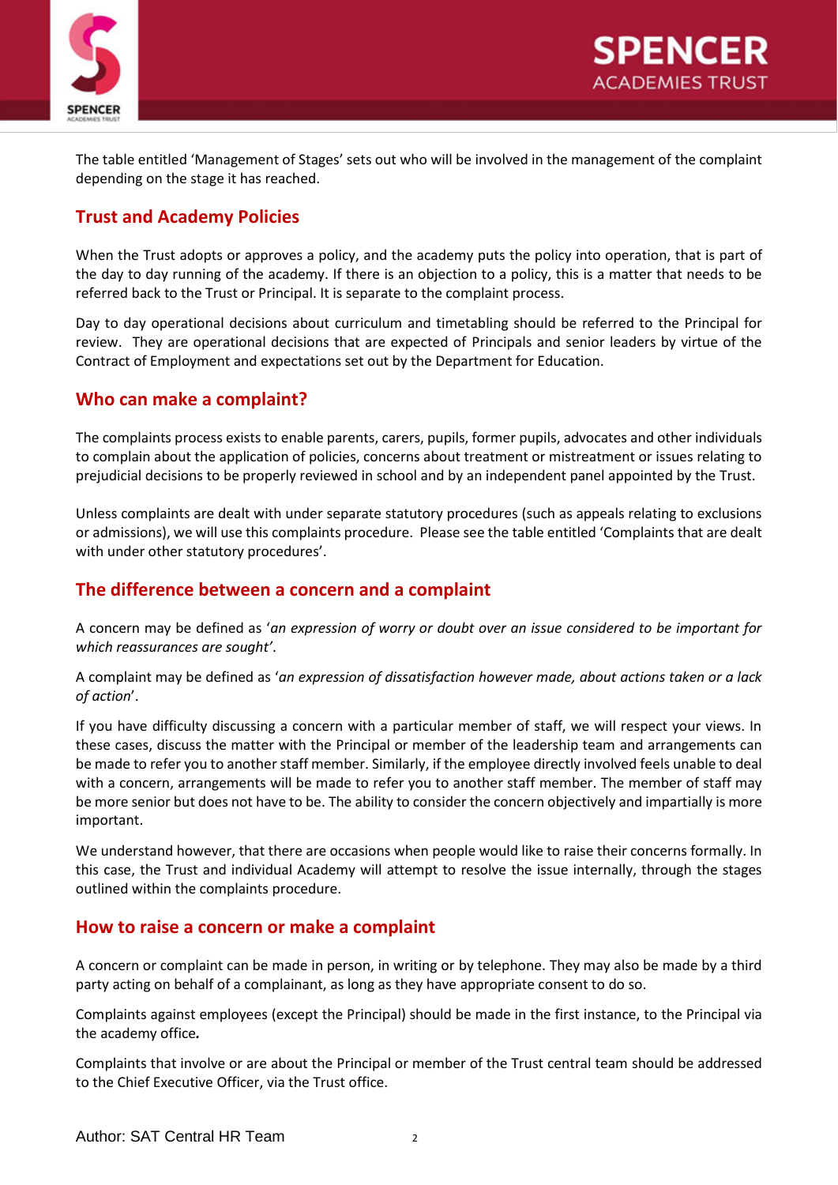The table entitled 'Management of Stages' sets out who will be involved in the management of the complaint depending on the stage it has reached.

## Trust and Academy Policies

When the Trust adopts or approves a policy, and the academy puts the policy into operation, that is part of the day to day running of the academy. If there is an objection to a policy, this is a matter that needs to be referred back to the Trust or Principal. It is separate to the complaint process.

Day to day operational decisions about curriculum and timetabling should be referred to the Principal for review. They are operational decisions that are expected of Principals and senior leaders by virtue of the Contract of Employment and expectations set out by the Department for Education.

## Who can make a complaint?

The complaints process exists to enable parents, carers, pupils, former pupils, advocates and other individuals to complain about the application of policies, concerns about treatment or mistreatment or issues relating to prejudicial decisions to be properly reviewed in school and by an independent panel appointed by the Trust.

Unless complaints are dealt with under separate statutory procedures (such as appeals relating to exclusions or admissions), we will use this complaints procedure. Please see the table entitled 'Complaints that are dealt with under other statutory procedures'.

## The difference between a concern and a complaint

A concern may be defined as '*an expression of worry or doubt over an issue considered to be important for which reassurances are sought'*.

A complaint may be defined as '*an expression of dissatisfaction however made, about actions taken or a lack of action*'.

If you have difficulty discussing a concern with a particular member of staff, we will respect your views. In these cases, discuss the matter with the Principal or member of the leadership team and arrangements can be made to refer you to another staff member. Similarly, if the employee directly involved feels unable to deal with a concern, arrangements will be made to refer you to another staff member. The member of staff may be more senior but does not have to be. The ability to consider the concern objectively and impartially is more important.

We understand however, that there are occasions when people would like to raise their concerns formally. In this case, the Trust and individual Academy will attempt to resolve the issue internally, through the stages outlined within the complaints procedure.

## How to raise a concern or make a complaint

A concern or complaint can be made in person, in writing or by telephone. They may also be made by a third party acting on behalf of a complainant, as long as they have appropriate consent to do so.

Complaints against employees (except the Principal) should be made in the first instance, to the Principal via the academy office***.***

Complaints that involve or are about the Principal or member of the Trust central team should be addressed to the Chief Executive Officer, via the Trust office.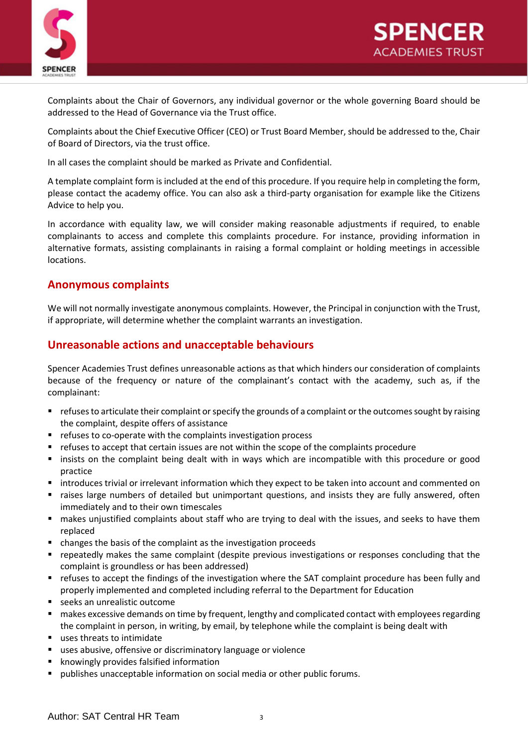Complaints about the Chair of Governors, any individual governor or the whole governing Board should be addressed to the Head of Governance via the Trust office.

Complaints about the Chief Executive Officer (CEO) or Trust Board Member, should be addressed to the, Chair of Board of Directors, via the trust office.

In all cases the complaint should be marked as Private and Confidential.

A template complaint form is included at the end of this procedure. If you require help in completing the form, please contact the academy office. You can also ask a third-party organisation for example like the Citizens Advice to help you.

In accordance with equality law, we will consider making reasonable adjustments if required, to enable complainants to access and complete this complaints procedure. For instance, providing information in alternative formats, assisting complainants in raising a formal complaint or holding meetings in accessible locations.

## Anonymous complaints

We will not normally investigate anonymous complaints. However, the Principal in conjunction with the Trust, if appropriate, will determine whether the complaint warrants an investigation.

## Unreasonable actions and unacceptable behaviours

Spencer Academies Trust defines unreasonable actions as that which hinders our consideration of complaints because of the frequency or nature of the complainant's contact with the academy, such as, if the complainant:

- refuses to articulate their complaint or specify the grounds of a complaint or the outcomes sought by raising the complaint, despite offers of assistance
- refuses to co-operate with the complaints investigation process
- refuses to accept that certain issues are not within the scope of the complaints procedure
- insists on the complaint being dealt with in ways which are incompatible with this procedure or good practice
- introduces trivial or irrelevant information which they expect to be taken into account and commented on
- raises large numbers of detailed but unimportant questions, and insists they are fully answered, often immediately and to their own timescales
- makes unjustified complaints about staff who are trying to deal with the issues, and seeks to have them replaced
- changes the basis of the complaint as the investigation proceeds
- repeatedly makes the same complaint (despite previous investigations or responses concluding that the complaint is groundless or has been addressed)
- refuses to accept the findings of the investigation where the SAT complaint procedure has been fully and properly implemented and completed including referral to the Department for Education
- seeks an unrealistic outcome
- makes excessive demands on time by frequent, lengthy and complicated contact with employees regarding the complaint in person, in writing, by email, by telephone while the complaint is being dealt with
- uses threats to intimidate
- uses abusive, offensive or discriminatory language or violence
- knowingly provides falsified information
- publishes unacceptable information on social media or other public forums.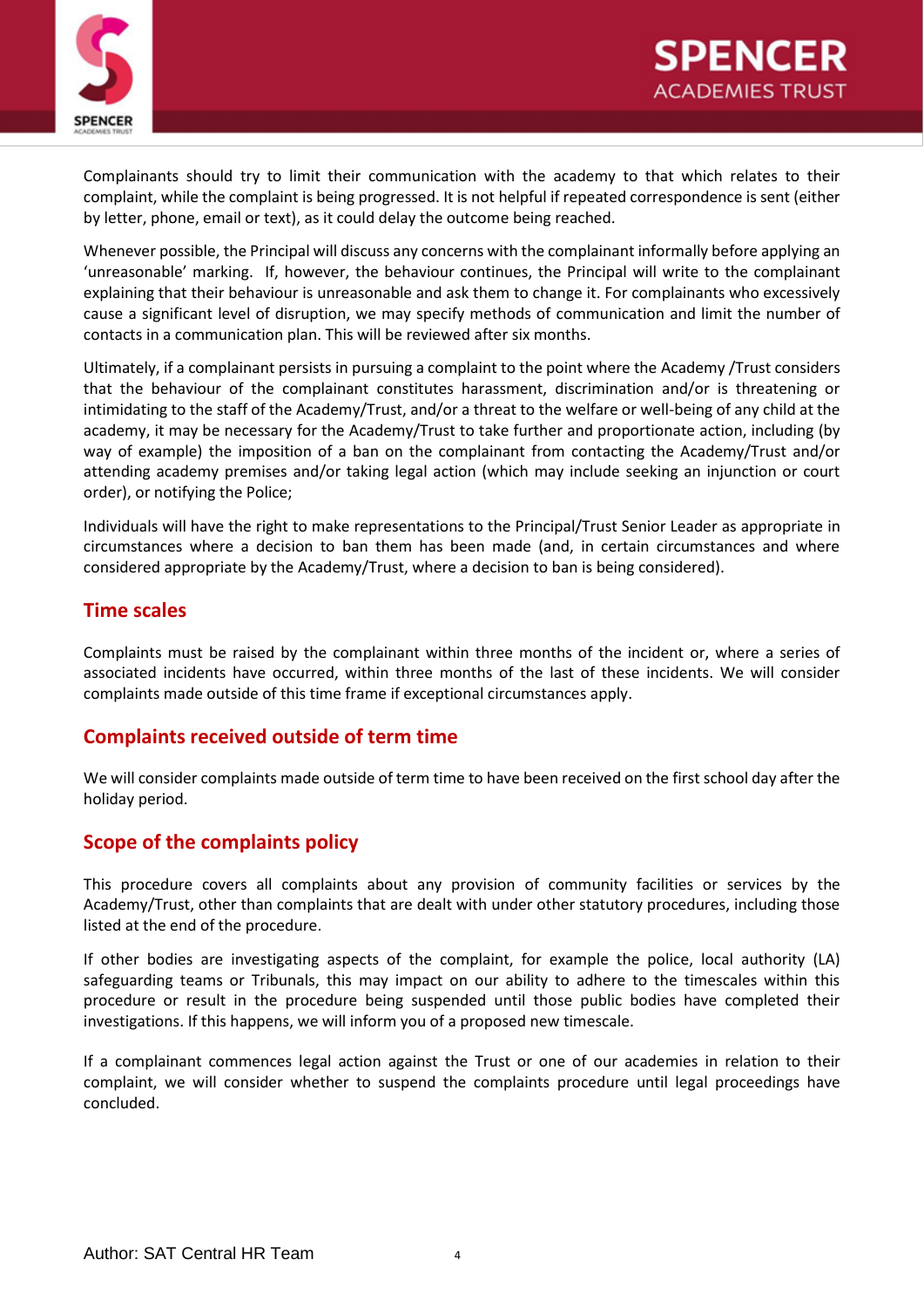Complainants should try to limit their communication with the academy to that which relates to their complaint, while the complaint is being progressed. It is not helpful if repeated correspondence is sent (either by letter, phone, email or text), as it could delay the outcome being reached.

Whenever possible, the Principal will discuss any concerns with the complainant informally before applying an 'unreasonable' marking. If, however, the behaviour continues, the Principal will write to the complainant explaining that their behaviour is unreasonable and ask them to change it. For complainants who excessively cause a significant level of disruption, we may specify methods of communication and limit the number of contacts in a communication plan. This will be reviewed after six months.

Ultimately, if a complainant persists in pursuing a complaint to the point where the Academy /Trust considers that the behaviour of the complainant constitutes harassment, discrimination and/or is threatening or intimidating to the staff of the Academy/Trust, and/or a threat to the welfare or well-being of any child at the academy, it may be necessary for the Academy/Trust to take further and proportionate action, including (by way of example) the imposition of a ban on the complainant from contacting the Academy/Trust and/or attending academy premises and/or taking legal action (which may include seeking an injunction or court order), or notifying the Police;

Individuals will have the right to make representations to the Principal/Trust Senior Leader as appropriate in circumstances where a decision to ban them has been made (and, in certain circumstances and where considered appropriate by the Academy/Trust, where a decision to ban is being considered).

## Time scales

Complaints must be raised by the complainant within three months of the incident or, where a series of associated incidents have occurred, within three months of the last of these incidents. We will consider complaints made outside of this time frame if exceptional circumstances apply.

## Complaints received outside of term time

We will consider complaints made outside of term time to have been received on the first school day after the holiday period.

## Scope of the complaints policy

This procedure covers all complaints about any provision of community facilities or services by the Academy/Trust, other than complaints that are dealt with under other statutory procedures, including those listed at the end of the procedure.

If other bodies are investigating aspects of the complaint, for example the police, local authority (LA) safeguarding teams or Tribunals, this may impact on our ability to adhere to the timescales within this procedure or result in the procedure being suspended until those public bodies have completed their investigations. If this happens, we will inform you of a proposed new timescale.

If a complainant commences legal action against the Trust or one of our academies in relation to their complaint, we will consider whether to suspend the complaints procedure until legal proceedings have concluded.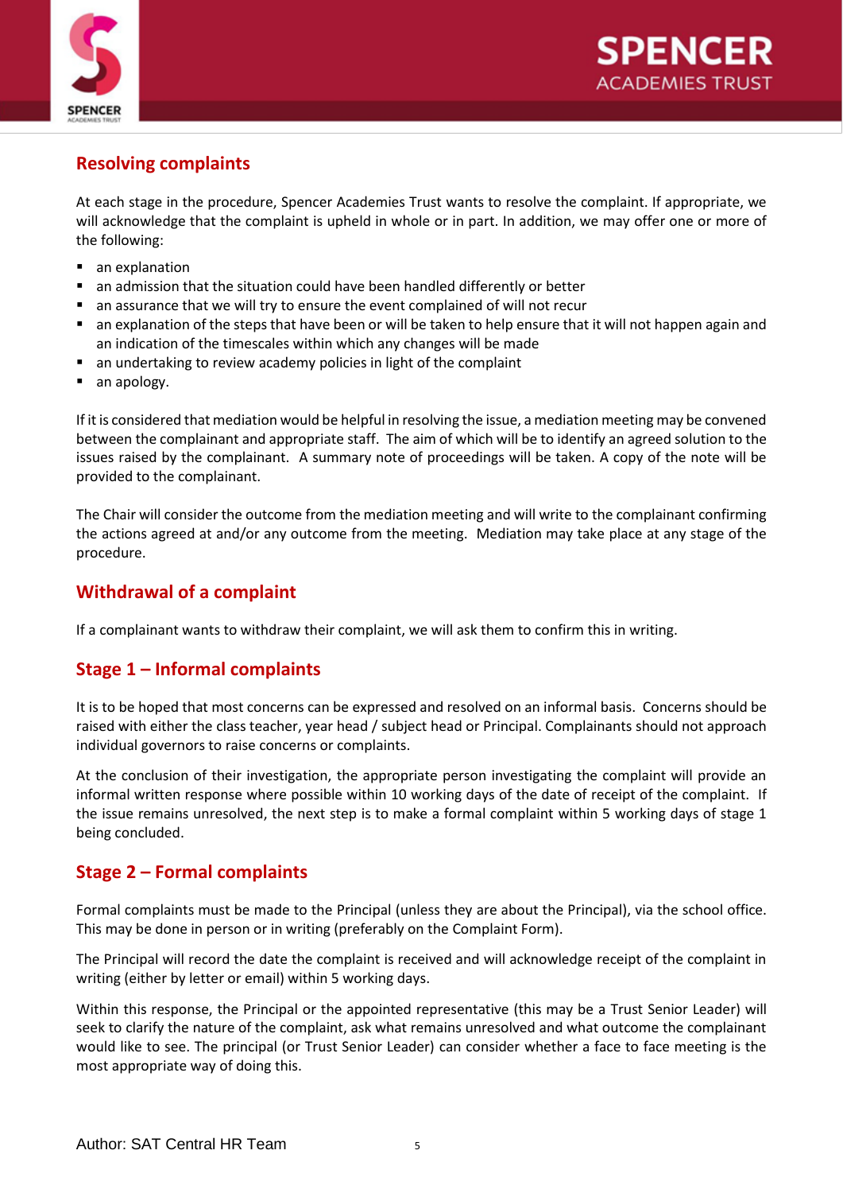## Resolving complaints

At each stage in the procedure, Spencer Academies Trust wants to resolve the complaint. If appropriate, we will acknowledge that the complaint is upheld in whole or in part. In addition, we may offer one or more of the following:

- an explanation
- an admission that the situation could have been handled differently or better
- an assurance that we will try to ensure the event complained of will not recur
- an explanation of the steps that have been or will be taken to help ensure that it will not happen again and an indication of the timescales within which any changes will be made
- an undertaking to review academy policies in light of the complaint
- an apology.

If it is considered that mediation would be helpful in resolving the issue, a mediation meeting may be convened between the complainant and appropriate staff. The aim of which will be to identify an agreed solution to the issues raised by the complainant. A summary note of proceedings will be taken. A copy of the note will be provided to the complainant.

The Chair will consider the outcome from the mediation meeting and will write to the complainant confirming the actions agreed at and/or any outcome from the meeting. Mediation may take place at any stage of the procedure.

## Withdrawal of a complaint

If a complainant wants to withdraw their complaint, we will ask them to confirm this in writing.

## Stage 1 – Informal complaints

It is to be hoped that most concerns can be expressed and resolved on an informal basis. Concerns should be raised with either the class teacher, year head / subject head or Principal. Complainants should not approach individual governors to raise concerns or complaints.

At the conclusion of their investigation, the appropriate person investigating the complaint will provide an informal written response where possible within 10 working days of the date of receipt of the complaint. If the issue remains unresolved, the next step is to make a formal complaint within 5 working days of stage 1 being concluded.

## Stage 2 – Formal complaints

Formal complaints must be made to the Principal (unless they are about the Principal), via the school office. This may be done in person or in writing (preferably on the Complaint Form).

The Principal will record the date the complaint is received and will acknowledge receipt of the complaint in writing (either by letter or email) within 5 working days.

Within this response, the Principal or the appointed representative (this may be a Trust Senior Leader) will seek to clarify the nature of the complaint, ask what remains unresolved and what outcome the complainant would like to see. The principal (or Trust Senior Leader) can consider whether a face to face meeting is the most appropriate way of doing this.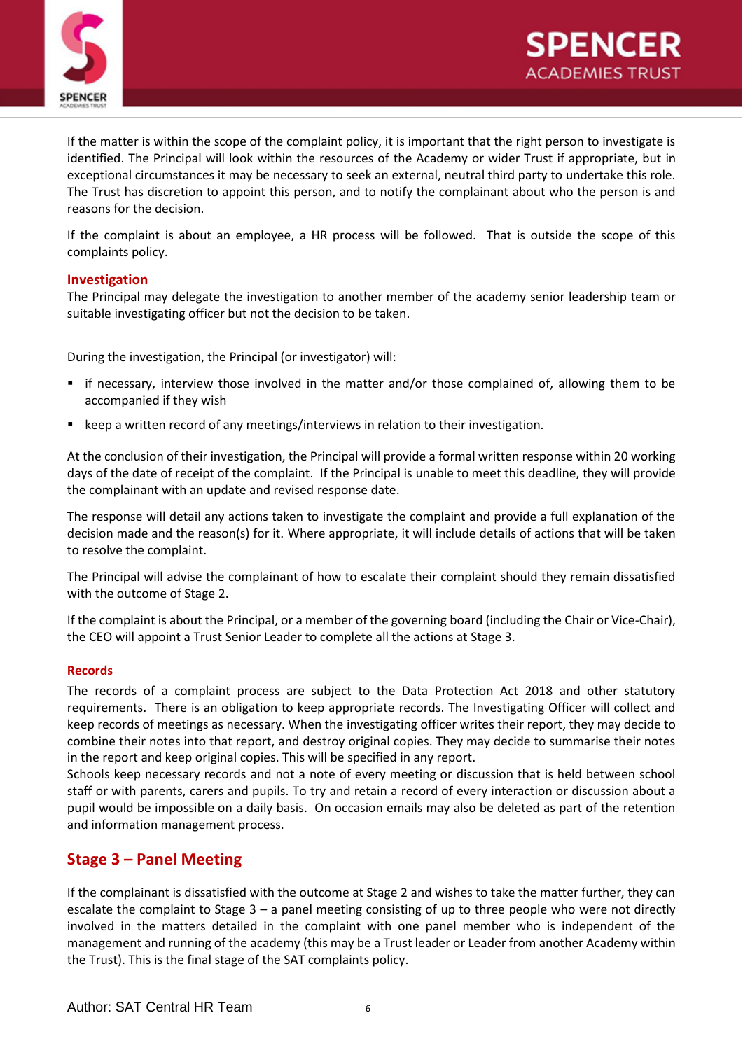If the matter is within the scope of the complaint policy, it is important that the right person to investigate is identified. The Principal will look within the resources of the Academy or wider Trust if appropriate, but in exceptional circumstances it may be necessary to seek an external, neutral third party to undertake this role. The Trust has discretion to appoint this person, and to notify the complainant about who the person is and reasons for the decision.

If the complaint is about an employee, a HR process will be followed. That is outside the scope of this complaints policy.

### Investigation

The Principal may delegate the investigation to another member of the academy senior leadership team or suitable investigating officer but not the decision to be taken.

During the investigation, the Principal (or investigator) will:

- if necessary, interview those involved in the matter and/or those complained of, allowing them to be accompanied if they wish
- keep a written record of any meetings/interviews in relation to their investigation.

At the conclusion of their investigation, the Principal will provide a formal written response within 20 working days of the date of receipt of the complaint. If the Principal is unable to meet this deadline, they will provide the complainant with an update and revised response date.

The response will detail any actions taken to investigate the complaint and provide a full explanation of the decision made and the reason(s) for it. Where appropriate, it will include details of actions that will be taken to resolve the complaint.

The Principal will advise the complainant of how to escalate their complaint should they remain dissatisfied with the outcome of Stage 2.

If the complaint is about the Principal, or a member of the governing board (including the Chair or Vice-Chair), the CEO will appoint a Trust Senior Leader to complete all the actions at Stage 3.

#### Records

The records of a complaint process are subject to the Data Protection Act 2018 and other statutory requirements. There is an obligation to keep appropriate records. The Investigating Officer will collect and keep records of meetings as necessary. When the investigating officer writes their report, they may decide to combine their notes into that report, and destroy original copies. They may decide to summarise their notes in the report and keep original copies. This will be specified in any report.
Schools keep necessary records and not a note of every meeting or discussion that is held between school staff or with parents, carers and pupils. To try and retain a record of every interaction or discussion about a pupil would be impossible on a daily basis. On occasion emails may also be deleted as part of the retention and information management process.

## Stage 3 – Panel Meeting

If the complainant is dissatisfied with the outcome at Stage 2 and wishes to take the matter further, they can escalate the complaint to Stage 3 – a panel meeting consisting of up to three people who were not directly involved in the matters detailed in the complaint with one panel member who is independent of the management and running of the academy (this may be a Trust leader or Leader from another Academy within the Trust). This is the final stage of the SAT complaints policy.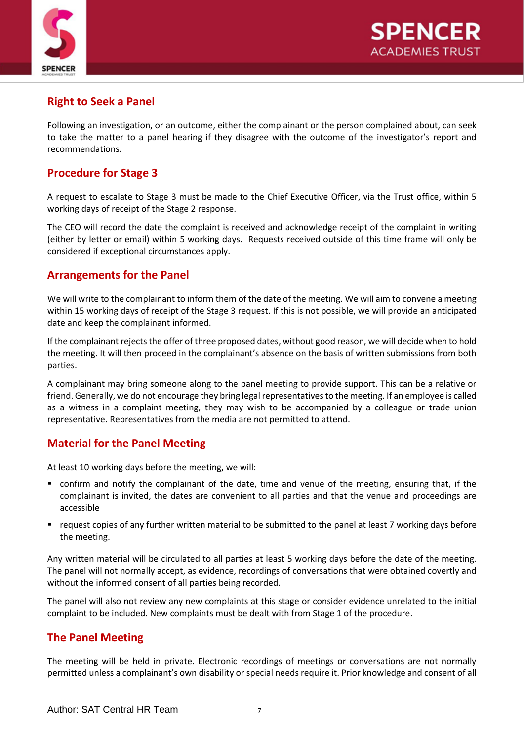## Right to Seek a Panel

Following an investigation, or an outcome, either the complainant or the person complained about, can seek to take the matter to a panel hearing if they disagree with the outcome of the investigator's report and recommendations.

## Procedure for Stage 3

A request to escalate to Stage 3 must be made to the Chief Executive Officer, via the Trust office, within 5 working days of receipt of the Stage 2 response.

The CEO will record the date the complaint is received and acknowledge receipt of the complaint in writing (either by letter or email) within 5 working days. Requests received outside of this time frame will only be considered if exceptional circumstances apply.

## Arrangements for the Panel

We will write to the complainant to inform them of the date of the meeting. We will aim to convene a meeting within 15 working days of receipt of the Stage 3 request. If this is not possible, we will provide an anticipated date and keep the complainant informed.

If the complainant rejects the offer of three proposed dates, without good reason, we will decide when to hold the meeting. It will then proceed in the complainant's absence on the basis of written submissions from both parties.

A complainant may bring someone along to the panel meeting to provide support. This can be a relative or friend. Generally, we do not encourage they bring legal representatives to the meeting. If an employee is called as a witness in a complaint meeting, they may wish to be accompanied by a colleague or trade union representative. Representatives from the media are not permitted to attend.

## Material for the Panel Meeting

At least 10 working days before the meeting, we will:

- confirm and notify the complainant of the date, time and venue of the meeting, ensuring that, if the complainant is invited, the dates are convenient to all parties and that the venue and proceedings are accessible
- request copies of any further written material to be submitted to the panel at least 7 working days before the meeting.

Any written material will be circulated to all parties at least 5 working days before the date of the meeting. The panel will not normally accept, as evidence, recordings of conversations that were obtained covertly and without the informed consent of all parties being recorded.

The panel will also not review any new complaints at this stage or consider evidence unrelated to the initial complaint to be included. New complaints must be dealt with from Stage 1 of the procedure.

## The Panel Meeting

The meeting will be held in private. Electronic recordings of meetings or conversations are not normally permitted unless a complainant's own disability or special needs require it. Prior knowledge and consent of all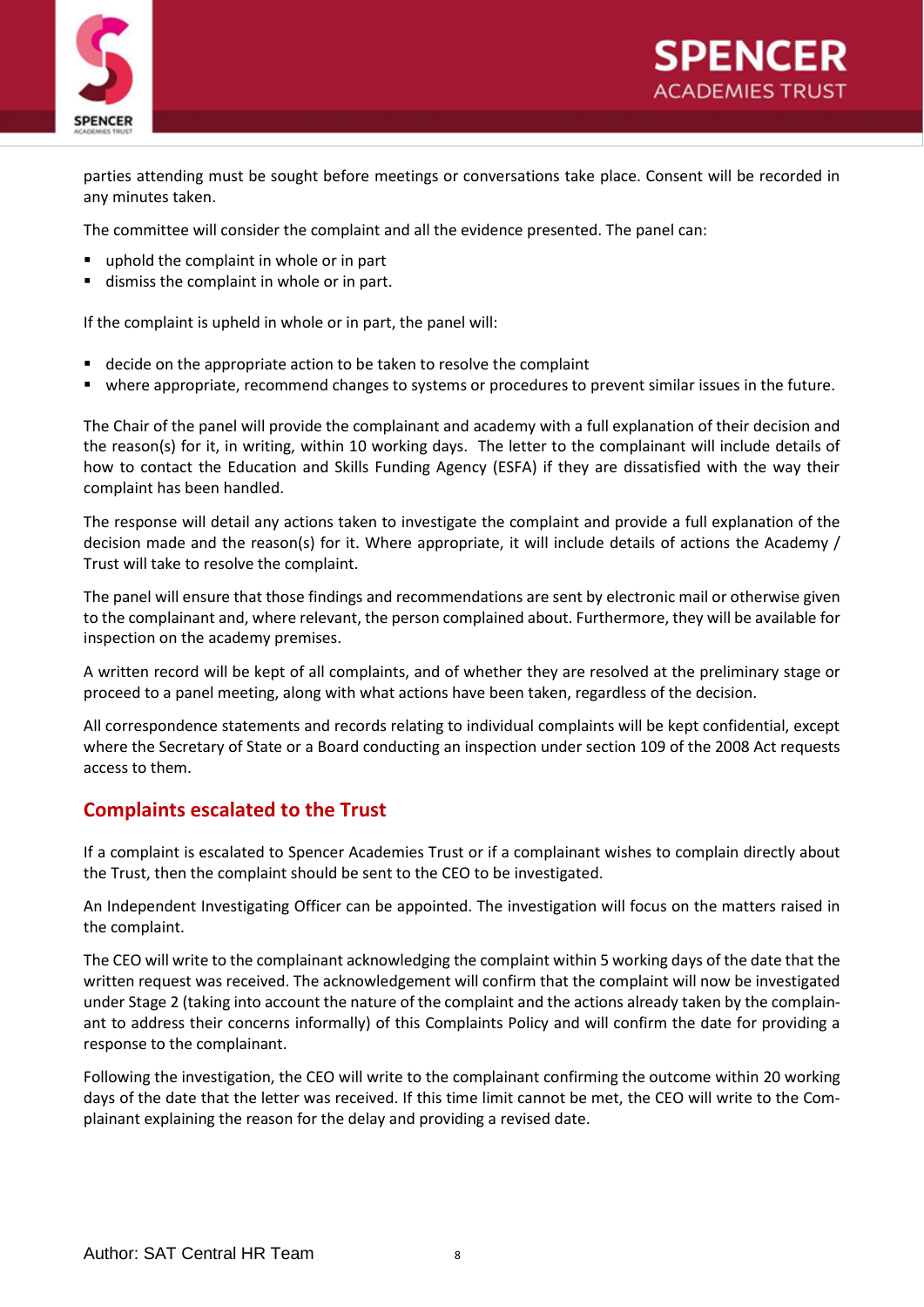parties attending must be sought before meetings or conversations take place. Consent will be recorded in any minutes taken.

The committee will consider the complaint and all the evidence presented. The panel can:

- uphold the complaint in whole or in part
- dismiss the complaint in whole or in part.

If the complaint is upheld in whole or in part, the panel will:

- decide on the appropriate action to be taken to resolve the complaint
- where appropriate, recommend changes to systems or procedures to prevent similar issues in the future.

The Chair of the panel will provide the complainant and academy with a full explanation of their decision and the reason(s) for it, in writing, within 10 working days. The letter to the complainant will include details of how to contact the Education and Skills Funding Agency (ESFA) if they are dissatisfied with the way their complaint has been handled.

The response will detail any actions taken to investigate the complaint and provide a full explanation of the decision made and the reason(s) for it. Where appropriate, it will include details of actions the Academy / Trust will take to resolve the complaint.

The panel will ensure that those findings and recommendations are sent by electronic mail or otherwise given to the complainant and, where relevant, the person complained about. Furthermore, they will be available for inspection on the academy premises.

A written record will be kept of all complaints, and of whether they are resolved at the preliminary stage or proceed to a panel meeting, along with what actions have been taken, regardless of the decision.

All correspondence statements and records relating to individual complaints will be kept confidential, except where the Secretary of State or a Board conducting an inspection under section 109 of the 2008 Act requests access to them.

## Complaints escalated to the Trust

If a complaint is escalated to Spencer Academies Trust or if a complainant wishes to complain directly about the Trust, then the complaint should be sent to the CEO to be investigated.

An Independent Investigating Officer can be appointed. The investigation will focus on the matters raised in the complaint.

The CEO will write to the complainant acknowledging the complaint within 5 working days of the date that the written request was received. The acknowledgement will confirm that the complaint will now be investigated under Stage 2 (taking into account the nature of the complaint and the actions already taken by the complainant to address their concerns informally) of this Complaints Policy and will confirm the date for providing a response to the complainant.

Following the investigation, the CEO will write to the complainant confirming the outcome within 20 working days of the date that the letter was received. If this time limit cannot be met, the CEO will write to the Complainant explaining the reason for the delay and providing a revised date.

Author: SAT Central HR Team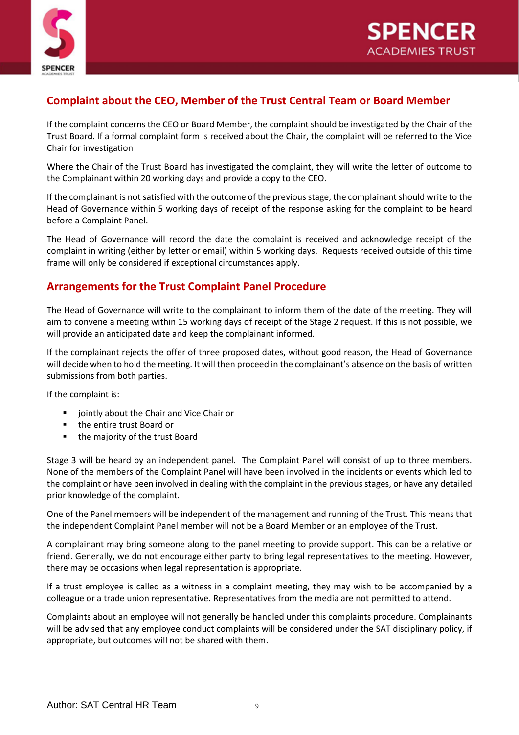## Complaint about the CEO, Member of the Trust Central Team or Board Member

If the complaint concerns the CEO or Board Member, the complaint should be investigated by the Chair of the Trust Board. If a formal complaint form is received about the Chair, the complaint will be referred to the Vice Chair for investigation

Where the Chair of the Trust Board has investigated the complaint, they will write the letter of outcome to the Complainant within 20 working days and provide a copy to the CEO.

If the complainant is not satisfied with the outcome of the previous stage, the complainant should write to the Head of Governance within 5 working days of receipt of the response asking for the complaint to be heard before a Complaint Panel.

The Head of Governance will record the date the complaint is received and acknowledge receipt of the complaint in writing (either by letter or email) within 5 working days. Requests received outside of this time frame will only be considered if exceptional circumstances apply.

## Arrangements for the Trust Complaint Panel Procedure

The Head of Governance will write to the complainant to inform them of the date of the meeting. They will aim to convene a meeting within 15 working days of receipt of the Stage 2 request. If this is not possible, we will provide an anticipated date and keep the complainant informed.

If the complainant rejects the offer of three proposed dates, without good reason, the Head of Governance will decide when to hold the meeting. It will then proceed in the complainant's absence on the basis of written submissions from both parties.

If the complaint is:

- jointly about the Chair and Vice Chair or
- the entire trust Board or
- the majority of the trust Board

Stage 3 will be heard by an independent panel. The Complaint Panel will consist of up to three members. None of the members of the Complaint Panel will have been involved in the incidents or events which led to the complaint or have been involved in dealing with the complaint in the previous stages, or have any detailed prior knowledge of the complaint.

One of the Panel members will be independent of the management and running of the Trust. This means that the independent Complaint Panel member will not be a Board Member or an employee of the Trust.

A complainant may bring someone along to the panel meeting to provide support. This can be a relative or friend. Generally, we do not encourage either party to bring legal representatives to the meeting. However, there may be occasions when legal representation is appropriate.

If a trust employee is called as a witness in a complaint meeting, they may wish to be accompanied by a colleague or a trade union representative. Representatives from the media are not permitted to attend.

Complaints about an employee will not generally be handled under this complaints procedure. Complainants will be advised that any employee conduct complaints will be considered under the SAT disciplinary policy, if appropriate, but outcomes will not be shared with them.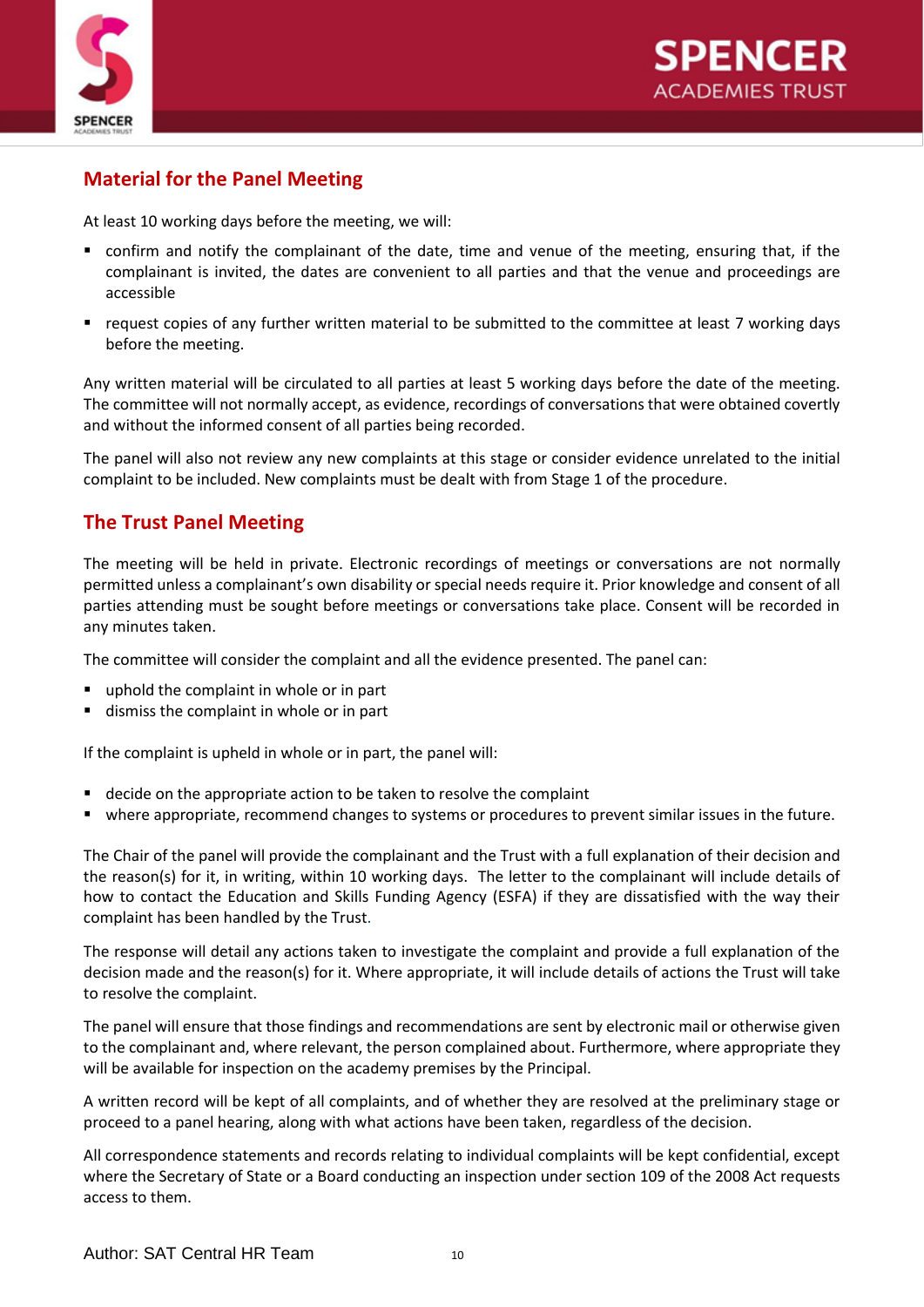## Material for the Panel Meeting

At least 10 working days before the meeting, we will:

- confirm and notify the complainant of the date, time and venue of the meeting, ensuring that, if the complainant is invited, the dates are convenient to all parties and that the venue and proceedings are accessible
- request copies of any further written material to be submitted to the committee at least 7 working days before the meeting.

Any written material will be circulated to all parties at least 5 working days before the date of the meeting. The committee will not normally accept, as evidence, recordings of conversations that were obtained covertly and without the informed consent of all parties being recorded.

The panel will also not review any new complaints at this stage or consider evidence unrelated to the initial complaint to be included. New complaints must be dealt with from Stage 1 of the procedure.

## The Trust Panel Meeting

The meeting will be held in private. Electronic recordings of meetings or conversations are not normally permitted unless a complainant's own disability or special needs require it. Prior knowledge and consent of all parties attending must be sought before meetings or conversations take place. Consent will be recorded in any minutes taken.

The committee will consider the complaint and all the evidence presented. The panel can:

- uphold the complaint in whole or in part
- dismiss the complaint in whole or in part

If the complaint is upheld in whole or in part, the panel will:

- decide on the appropriate action to be taken to resolve the complaint
- where appropriate, recommend changes to systems or procedures to prevent similar issues in the future.

The Chair of the panel will provide the complainant and the Trust with a full explanation of their decision and the reason(s) for it, in writing, within 10 working days. The letter to the complainant will include details of how to contact the Education and Skills Funding Agency (ESFA) if they are dissatisfied with the way their complaint has been handled by the Trust.

The response will detail any actions taken to investigate the complaint and provide a full explanation of the decision made and the reason(s) for it. Where appropriate, it will include details of actions the Trust will take to resolve the complaint.

The panel will ensure that those findings and recommendations are sent by electronic mail or otherwise given to the complainant and, where relevant, the person complained about. Furthermore, where appropriate they will be available for inspection on the academy premises by the Principal.

A written record will be kept of all complaints, and of whether they are resolved at the preliminary stage or proceed to a panel hearing, along with what actions have been taken, regardless of the decision.

All correspondence statements and records relating to individual complaints will be kept confidential, except where the Secretary of State or a Board conducting an inspection under section 109 of the 2008 Act requests access to them.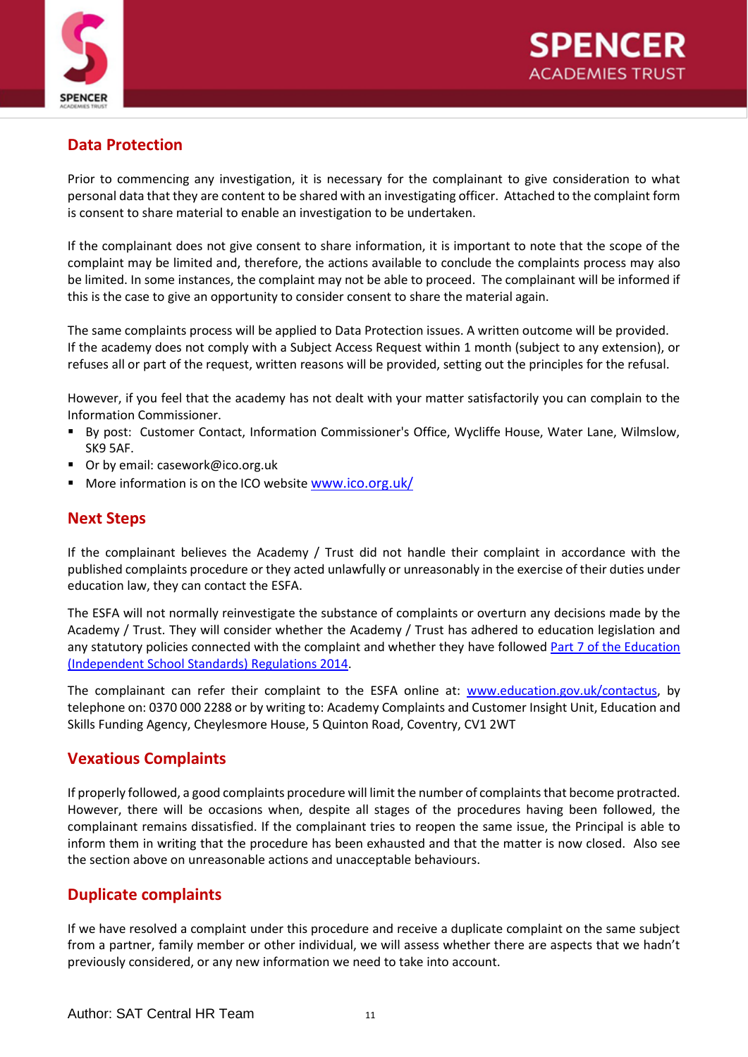## Data Protection

Prior to commencing any investigation, it is necessary for the complainant to give consideration to what personal data that they are content to be shared with an investigating officer. Attached to the complaint form is consent to share material to enable an investigation to be undertaken.

If the complainant does not give consent to share information, it is important to note that the scope of the complaint may be limited and, therefore, the actions available to conclude the complaints process may also be limited. In some instances, the complaint may not be able to proceed. The complainant will be informed if this is the case to give an opportunity to consider consent to share the material again.

The same complaints process will be applied to Data Protection issues. A written outcome will be provided. If the academy does not comply with a Subject Access Request within 1 month (subject to any extension), or refuses all or part of the request, written reasons will be provided, setting out the principles for the refusal.

However, if you feel that the academy has not dealt with your matter satisfactorily you can complain to the Information Commissioner.

- By post: Customer Contact, Information Commissioner's Office, Wycliffe House, Water Lane, Wilmslow, SK9 5AF.
- Or by email: casework@ico.org.uk
- More information is on the ICO website [www.ico.org.uk/](http://www.ico.org.uk/)

## Next Steps

If the complainant believes the Academy / Trust did not handle their complaint in accordance with the published complaints procedure or they acted unlawfully or unreasonably in the exercise of their duties under education law, they can contact the ESFA.

The ESFA will not normally reinvestigate the substance of complaints or overturn any decisions made by the Academy / Trust. They will consider whether the Academy / Trust has adhered to education legislation and any statutory policies connected with the complaint and whether they have followed Part 7 of the Education (Independent School Standards) Regulations 2014.

The complainant can refer their complaint to the ESFA online at: [www.education.gov.uk/contactus](http://www.education.gov.uk/contactus), by telephone on: 0370 000 2288 or by writing to: Academy Complaints and Customer Insight Unit, Education and Skills Funding Agency, Cheylesmore House, 5 Quinton Road, Coventry, CV1 2WT

## Vexatious Complaints

If properly followed, a good complaints procedure will limit the number of complaints that become protracted. However, there will be occasions when, despite all stages of the procedures having been followed, the complainant remains dissatisfied. If the complainant tries to reopen the same issue, the Principal is able to inform them in writing that the procedure has been exhausted and that the matter is now closed. Also see the section above on unreasonable actions and unacceptable behaviours.

## Duplicate complaints

If we have resolved a complaint under this procedure and receive a duplicate complaint on the same subject from a partner, family member or other individual, we will assess whether there are aspects that we hadn't previously considered, or any new information we need to take into account.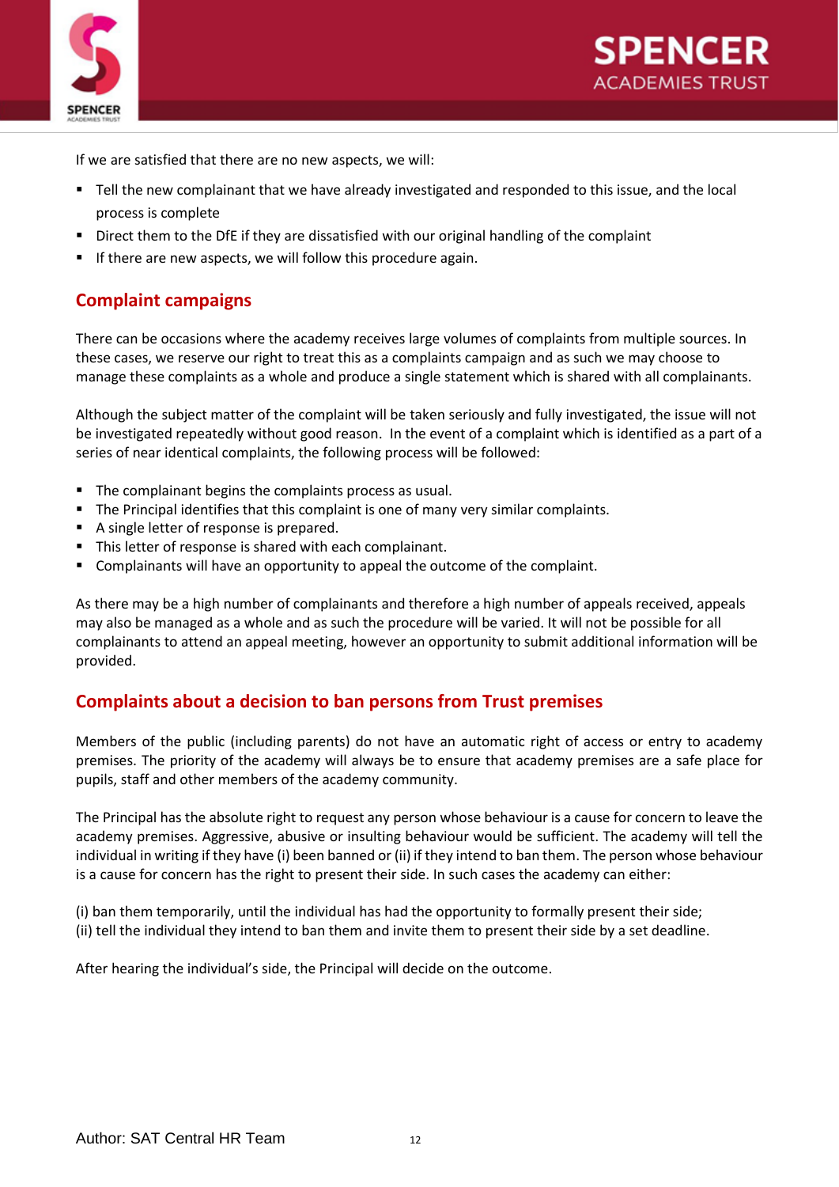If we are satisfied that there are no new aspects, we will:

- Tell the new complainant that we have already investigated and responded to this issue, and the local process is complete
- Direct them to the DfE if they are dissatisfied with our original handling of the complaint
- If there are new aspects, we will follow this procedure again.

## Complaint campaigns

There can be occasions where the academy receives large volumes of complaints from multiple sources. In these cases, we reserve our right to treat this as a complaints campaign and as such we may choose to manage these complaints as a whole and produce a single statement which is shared with all complainants.

Although the subject matter of the complaint will be taken seriously and fully investigated, the issue will not be investigated repeatedly without good reason. In the event of a complaint which is identified as a part of a series of near identical complaints, the following process will be followed:

- The complainant begins the complaints process as usual.
- The Principal identifies that this complaint is one of many very similar complaints.
- A single letter of response is prepared.
- This letter of response is shared with each complainant.
- Complainants will have an opportunity to appeal the outcome of the complaint.

As there may be a high number of complainants and therefore a high number of appeals received, appeals may also be managed as a whole and as such the procedure will be varied. It will not be possible for all complainants to attend an appeal meeting, however an opportunity to submit additional information will be provided.

## Complaints about a decision to ban persons from Trust premises

Members of the public (including parents) do not have an automatic right of access or entry to academy premises. The priority of the academy will always be to ensure that academy premises are a safe place for pupils, staff and other members of the academy community.

The Principal has the absolute right to request any person whose behaviour is a cause for concern to leave the academy premises. Aggressive, abusive or insulting behaviour would be sufficient. The academy will tell the individual in writing if they have (i) been banned or (ii) if they intend to ban them. The person whose behaviour is a cause for concern has the right to present their side. In such cases the academy can either:

(i) ban them temporarily, until the individual has had the opportunity to formally present their side;
(ii) tell the individual they intend to ban them and invite them to present their side by a set deadline.

After hearing the individual's side, the Principal will decide on the outcome.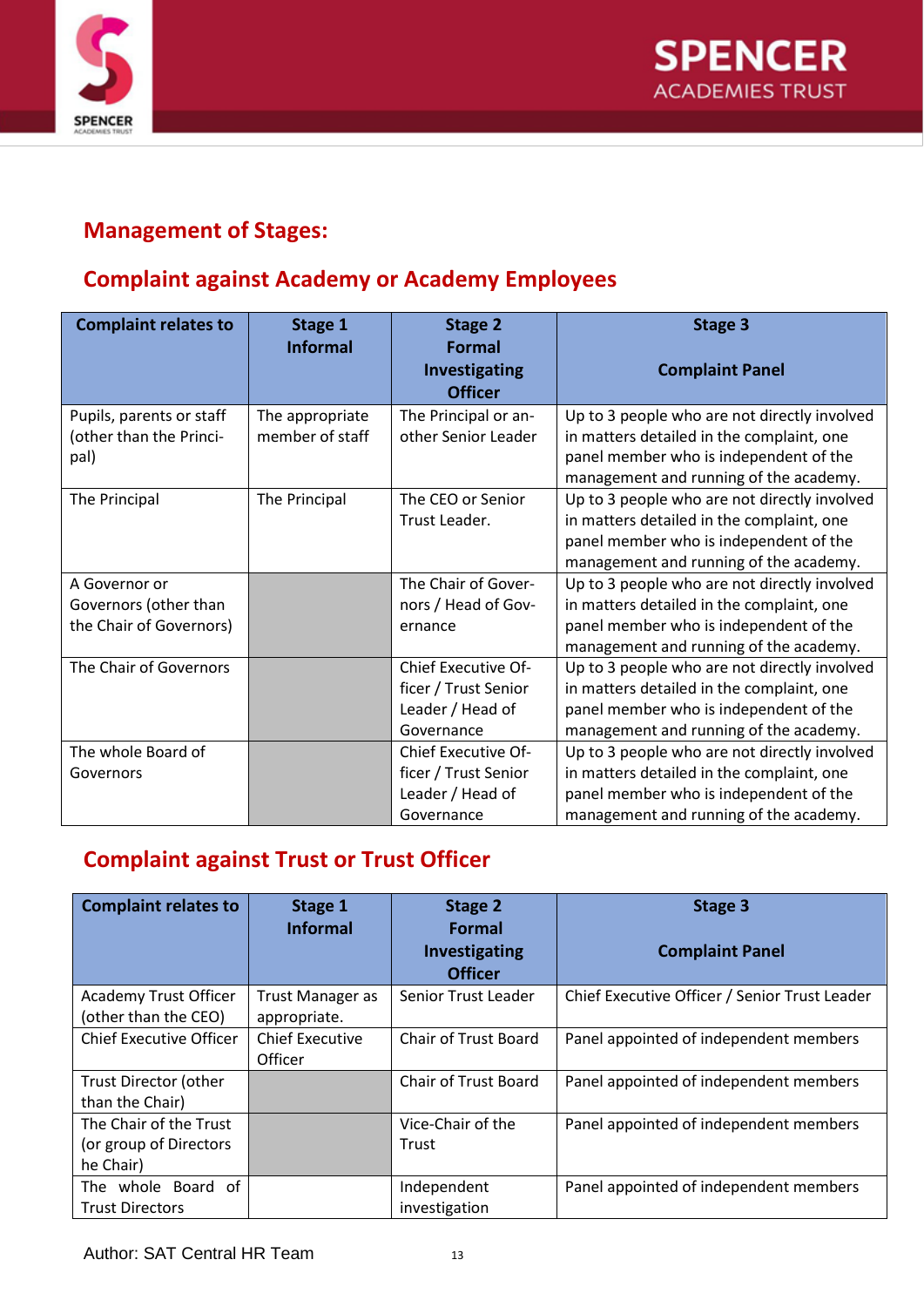## Management of Stages:

## Complaint against Academy or Academy Employees

| Complaint relates to | Stage 1 Informal | Stage 2 Formal Investigating Officer | Stage 3 Complaint Panel |
|---|---|---|---|
| Pupils, parents or staff (other than the Principal) | The appropriate member of staff | The Principal or another Senior Leader | Up to 3 people who are not directly involved in matters detailed in the complaint, one panel member who is independent of the management and running of the academy. |
| The Principal | The Principal | The CEO or Senior Trust Leader. | Up to 3 people who are not directly involved in matters detailed in the complaint, one panel member who is independent of the management and running of the academy. |
| A Governor or Governors (other than the Chair of Governors) | | The Chair of Governors / Head of Governance | Up to 3 people who are not directly involved in matters detailed in the complaint, one panel member who is independent of the management and running of the academy. |
| The Chair of Governors | | Chief Executive Officer / Trust Senior Leader / Head of Governance | Up to 3 people who are not directly involved in matters detailed in the complaint, one panel member who is independent of the management and running of the academy. |
| The whole Board of Governors | | Chief Executive Officer / Trust Senior Leader / Head of Governance | Up to 3 people who are not directly involved in matters detailed in the complaint, one panel member who is independent of the management and running of the academy. |

## Complaint against Trust or Trust Officer

| Complaint relates to | Stage 1 Informal | Stage 2 Formal Investigating Officer | Stage 3 Complaint Panel |
|---|---|---|---|
| Academy Trust Officer (other than the CEO) | Trust Manager as appropriate. | Senior Trust Leader | Chief Executive Officer / Senior Trust Leader |
| Chief Executive Officer | Chief Executive Officer | Chair of Trust Board | Panel appointed of independent members |
| Trust Director (other than the Chair) | | Chair of Trust Board | Panel appointed of independent members |
| The Chair of the Trust (or group of Directors he Chair) | | Vice-Chair of the Trust | Panel appointed of independent members |
| The whole Board of Trust Directors | | Independent investigation | Panel appointed of independent members |

Author: SAT Central HR Team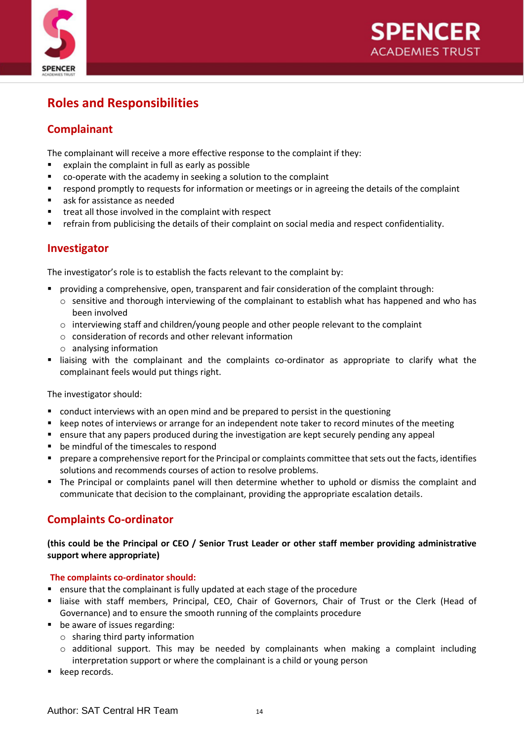## Roles and Responsibilities

### Complainant

The complainant will receive a more effective response to the complaint if they:

- explain the complaint in full as early as possible
- co-operate with the academy in seeking a solution to the complaint
- respond promptly to requests for information or meetings or in agreeing the details of the complaint
- ask for assistance as needed
- treat all those involved in the complaint with respect
- refrain from publicising the details of their complaint on social media and respect confidentiality.

### Investigator

The investigator's role is to establish the facts relevant to the complaint by:

- providing a comprehensive, open, transparent and fair consideration of the complaint through:
  - sensitive and thorough interviewing of the complainant to establish what has happened and who has been involved
  - interviewing staff and children/young people and other people relevant to the complaint
  - consideration of records and other relevant information
  - analysing information
- liaising with the complainant and the complaints co-ordinator as appropriate to clarify what the complainant feels would put things right.

The investigator should:

- conduct interviews with an open mind and be prepared to persist in the questioning
- keep notes of interviews or arrange for an independent note taker to record minutes of the meeting
- ensure that any papers produced during the investigation are kept securely pending any appeal
- be mindful of the timescales to respond
- prepare a comprehensive report for the Principal or complaints committee that sets out the facts, identifies solutions and recommends courses of action to resolve problems.
- The Principal or complaints panel will then determine whether to uphold or dismiss the complaint and communicate that decision to the complainant, providing the appropriate escalation details.

### Complaints Co-ordinator

**(this could be the Principal or CEO / Senior Trust Leader or other staff member providing administrative support where appropriate)**

#### The complaints co-ordinator should:

- ensure that the complainant is fully updated at each stage of the procedure
- liaise with staff members, Principal, CEO, Chair of Governors, Chair of Trust or the Clerk (Head of Governance) and to ensure the smooth running of the complaints procedure
- be aware of issues regarding:
  - sharing third party information
  - additional support. This may be needed by complainants when making a complaint including interpretation support or where the complainant is a child or young person
- keep records.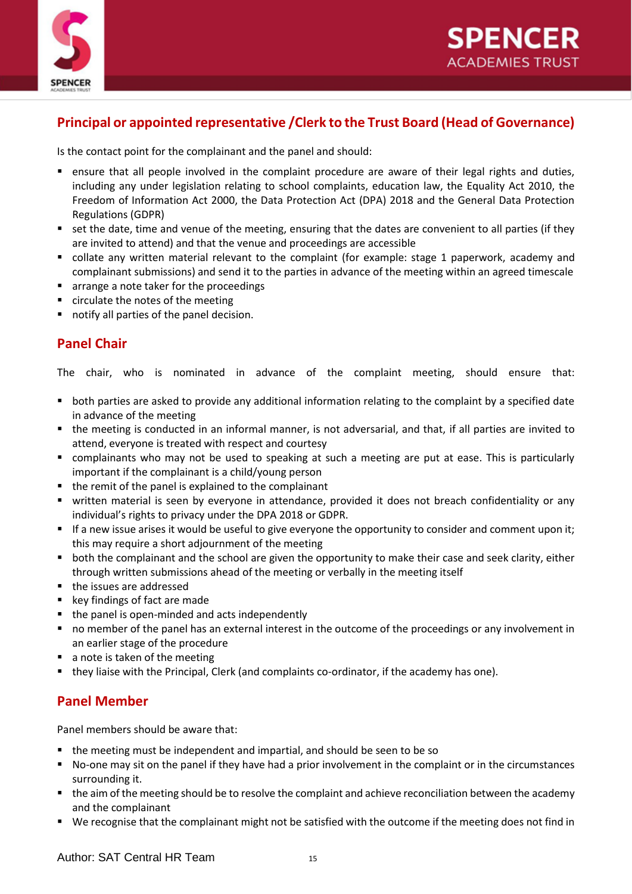## Principal or appointed representative /Clerk to the Trust Board (Head of Governance)

Is the contact point for the complainant and the panel and should:

- ensure that all people involved in the complaint procedure are aware of their legal rights and duties, including any under legislation relating to school complaints, education law, the Equality Act 2010, the Freedom of Information Act 2000, the Data Protection Act (DPA) 2018 and the General Data Protection Regulations (GDPR)
- set the date, time and venue of the meeting, ensuring that the dates are convenient to all parties (if they are invited to attend) and that the venue and proceedings are accessible
- collate any written material relevant to the complaint (for example: stage 1 paperwork, academy and complainant submissions) and send it to the parties in advance of the meeting within an agreed timescale
- arrange a note taker for the proceedings
- circulate the notes of the meeting
- notify all parties of the panel decision.

## Panel Chair

The chair, who is nominated in advance of the complaint meeting, should ensure that:

- both parties are asked to provide any additional information relating to the complaint by a specified date in advance of the meeting
- the meeting is conducted in an informal manner, is not adversarial, and that, if all parties are invited to attend, everyone is treated with respect and courtesy
- complainants who may not be used to speaking at such a meeting are put at ease. This is particularly important if the complainant is a child/young person
- the remit of the panel is explained to the complainant
- written material is seen by everyone in attendance, provided it does not breach confidentiality or any individual's rights to privacy under the DPA 2018 or GDPR.
- If a new issue arises it would be useful to give everyone the opportunity to consider and comment upon it; this may require a short adjournment of the meeting
- both the complainant and the school are given the opportunity to make their case and seek clarity, either through written submissions ahead of the meeting or verbally in the meeting itself
- the issues are addressed
- key findings of fact are made
- the panel is open-minded and acts independently
- no member of the panel has an external interest in the outcome of the proceedings or any involvement in an earlier stage of the procedure
- a note is taken of the meeting
- they liaise with the Principal, Clerk (and complaints co-ordinator, if the academy has one).

## Panel Member

Panel members should be aware that:

- the meeting must be independent and impartial, and should be seen to be so
- No-one may sit on the panel if they have had a prior involvement in the complaint or in the circumstances surrounding it.
- the aim of the meeting should be to resolve the complaint and achieve reconciliation between the academy and the complainant
- We recognise that the complainant might not be satisfied with the outcome if the meeting does not find in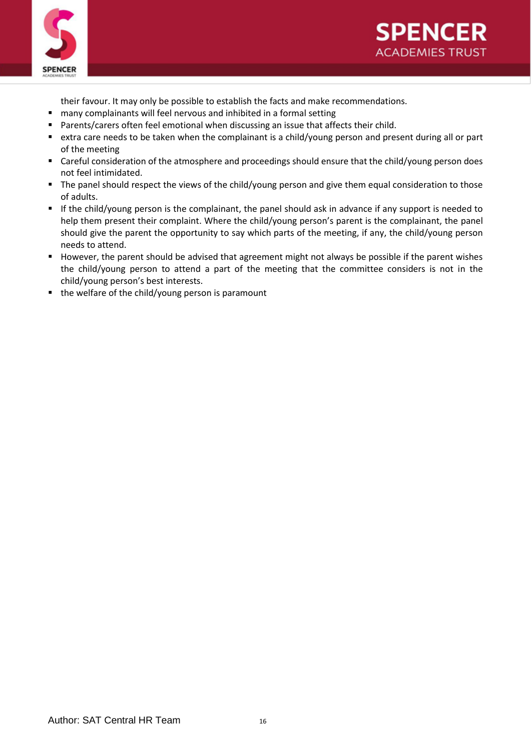their favour. It may only be possible to establish the facts and make recommendations.

- many complainants will feel nervous and inhibited in a formal setting
- Parents/carers often feel emotional when discussing an issue that affects their child.
- extra care needs to be taken when the complainant is a child/young person and present during all or part of the meeting
- Careful consideration of the atmosphere and proceedings should ensure that the child/young person does not feel intimidated.
- The panel should respect the views of the child/young person and give them equal consideration to those of adults.
- If the child/young person is the complainant, the panel should ask in advance if any support is needed to help them present their complaint. Where the child/young person's parent is the complainant, the panel should give the parent the opportunity to say which parts of the meeting, if any, the child/young person needs to attend.
- However, the parent should be advised that agreement might not always be possible if the parent wishes the child/young person to attend a part of the meeting that the committee considers is not in the child/young person's best interests.
- the welfare of the child/young person is paramount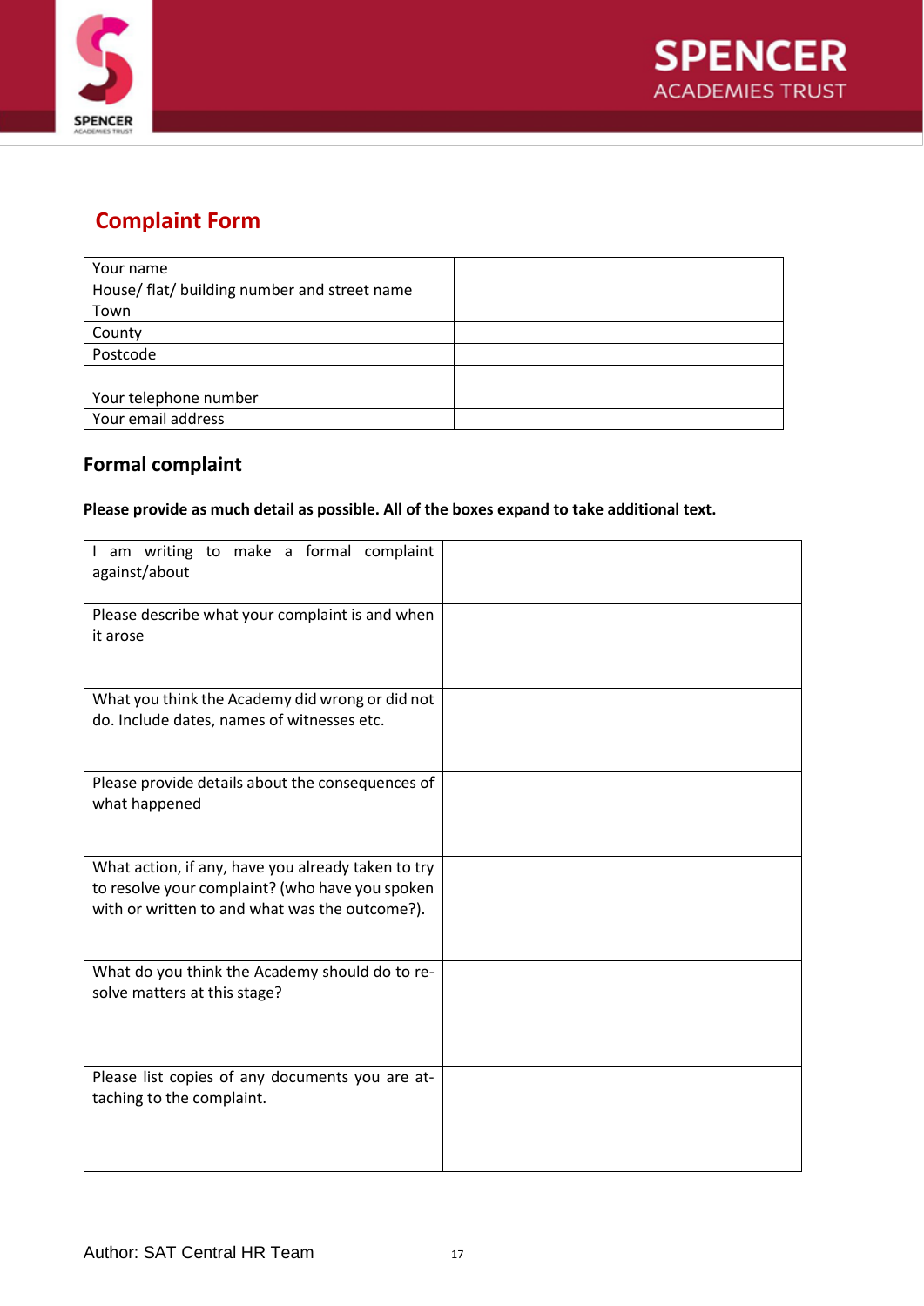## Complaint Form

| Your name | |
|---|---|
| House/ flat/ building number and street name | |
| Town | |
| County | |
| Postcode | |
| | |
| Your telephone number | |
| Your email address | |

### Formal complaint

**Please provide as much detail as possible. All of the boxes expand to take additional text.**

| I am writing to make a formal complaint against/about | |
|---|---|
| Please describe what your complaint is and when it arose | |
| What you think the Academy did wrong or did not do. Include dates, names of witnesses etc. | |
| Please provide details about the consequences of what happened | |
| What action, if any, have you already taken to try to resolve your complaint? (who have you spoken with or written to and what was the outcome?). | |
| What do you think the Academy should do to re-solve matters at this stage? | |
| Please list copies of any documents you are at-taching to the complaint. | |

Author: SAT Central HR Team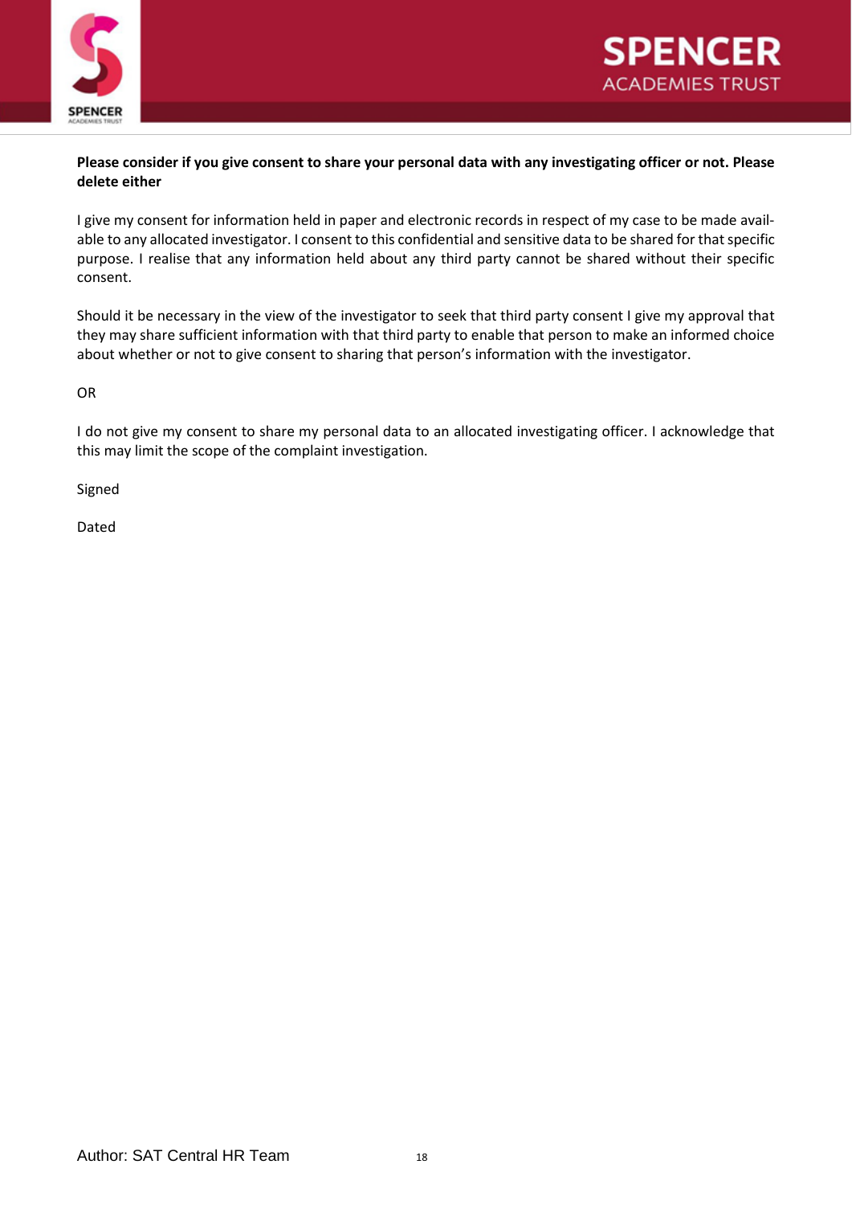**Please consider if you give consent to share your personal data with any investigating officer or not. Please delete either**

I give my consent for information held in paper and electronic records in respect of my case to be made available to any allocated investigator. I consent to this confidential and sensitive data to be shared for that specific purpose. I realise that any information held about any third party cannot be shared without their specific consent.

Should it be necessary in the view of the investigator to seek that third party consent I give my approval that they may share sufficient information with that third party to enable that person to make an informed choice about whether or not to give consent to sharing that person's information with the investigator.

OR

I do not give my consent to share my personal data to an allocated investigating officer. I acknowledge that this may limit the scope of the complaint investigation.

Signed

Dated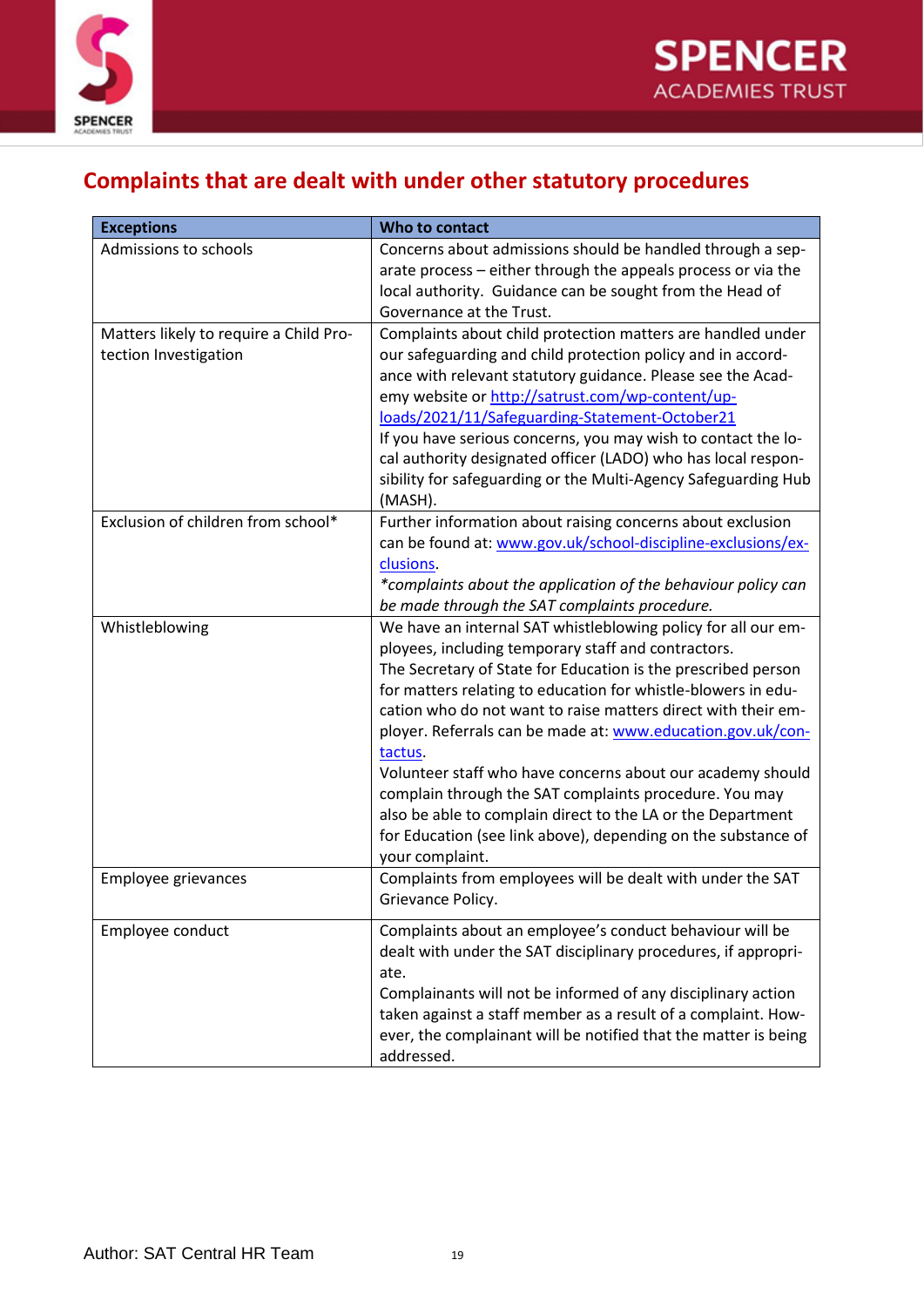## Complaints that are dealt with under other statutory procedures

| Exceptions | Who to contact |
|---|---|
| Admissions to schools | Concerns about admissions should be handled through a separate process – either through the appeals process or via the local authority. Guidance can be sought from the Head of Governance at the Trust. |
| Matters likely to require a Child Protection Investigation | Complaints about child protection matters are handled under our safeguarding and child protection policy and in accordance with relevant statutory guidance. Please see the Academy website or [http://satrust.com/wp-content/uploads/2021/11/Safeguarding-Statement-October21](http://satrust.com/wp-content/uploads/2021/11/Safeguarding-Statement-October21)<br>If you have serious concerns, you may wish to contact the local authority designated officer (LADO) who has local responsibility for safeguarding or the Multi-Agency Safeguarding Hub (MASH). |
| Exclusion of children from school* | Further information about raising concerns about exclusion can be found at: [www.gov.uk/school-discipline-exclusions/exclusions](www.gov.uk/school-discipline-exclusions/exclusions).<br>*\*complaints about the application of the behaviour policy can be made through the SAT complaints procedure.* |
| Whistleblowing | We have an internal SAT whistleblowing policy for all our employees, including temporary staff and contractors.<br>The Secretary of State for Education is the prescribed person for matters relating to education for whistle-blowers in education who do not want to raise matters direct with their employer. Referrals can be made at: [www.education.gov.uk/contactus](www.education.gov.uk/contactus).<br>Volunteer staff who have concerns about our academy should complain through the SAT complaints procedure. You may also be able to complain direct to the LA or the Department for Education (see link above), depending on the substance of your complaint. |
| Employee grievances | Complaints from employees will be dealt with under the SAT Grievance Policy. |
| Employee conduct | Complaints about an employee's conduct behaviour will be dealt with under the SAT disciplinary procedures, if appropriate.<br>Complainants will not be informed of any disciplinary action taken against a staff member as a result of a complaint. However, the complainant will be notified that the matter is being addressed. |

Author: SAT Central HR Team